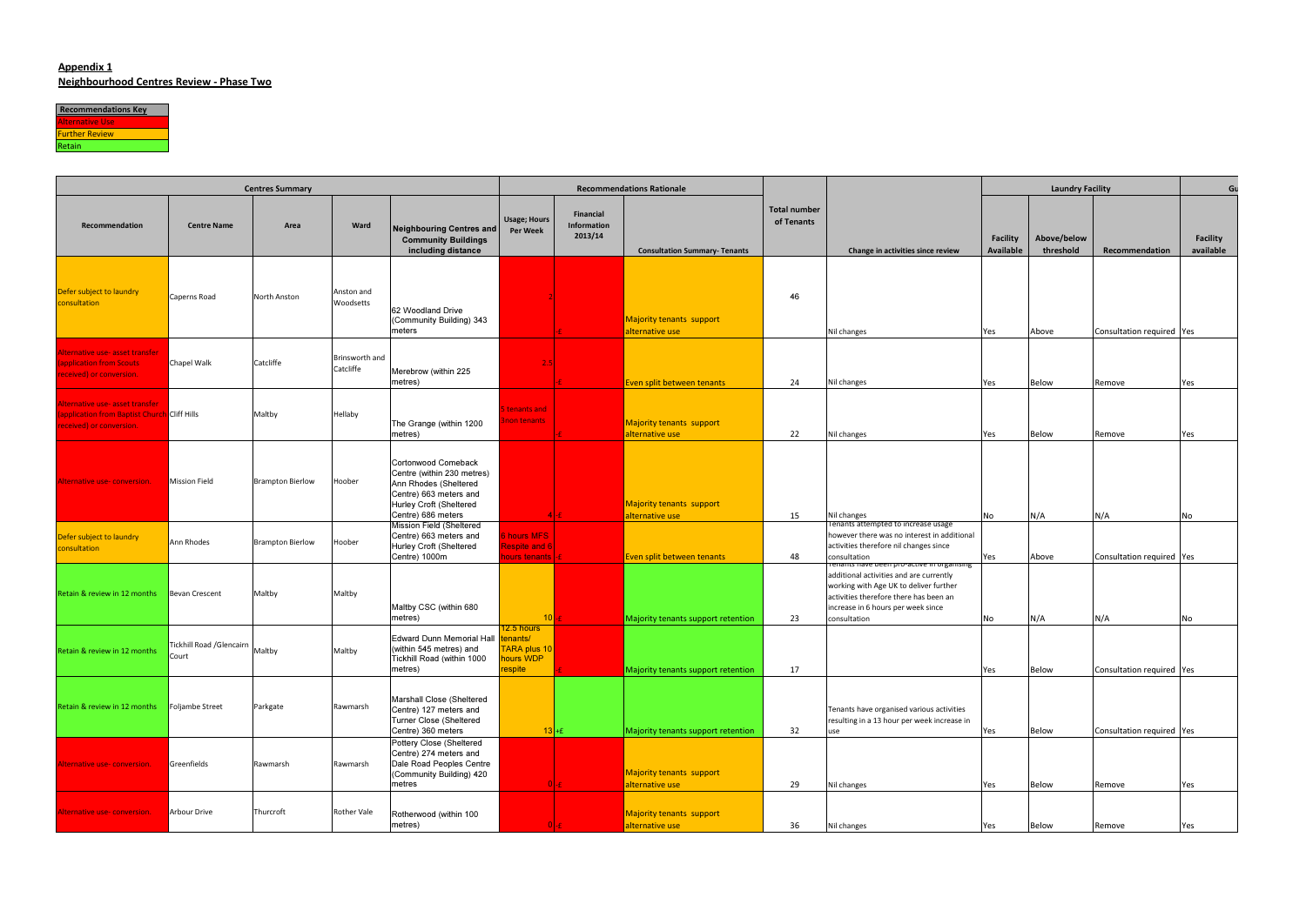**Appendix 1**
**Neighbourhood Centres Review - Phase Two**

| Recommendations Key |
|---|
| Alternative Use |
| Further Review |
| Retain |

| Centres Summary | | | | | Recommendations Rationale | | | | | Laundry Facility | | | Gu |
|---|---|---|---|---|---|---|---|---|---|---|---|---|---|
| Recommendation | Centre Name | Area | Ward | Neighbouring Centres and Community Buildings including distance | Usage; Hours Per Week | Financial Information 2013/14 | Consultation Summary- Tenants | Total number of Tenants | Change in activities since review | Facility Available | Above/below threshold | Recommendation | Facility available |
| Defer subject to laundry consultation | Caperns Road | North Anston | Anston and Woodsetts | 62 Woodland Drive (Community Building) 343 meters | 2 | -£ | Majority tenants support alternative use | 46 | Nil changes | Yes | Above | Consultation required | Yes |
| Alternative use- asset transfer (application from Scouts received) or conversion. | Chapel Walk | Catcliffe | Brinsworth and Catcliffe | Merebrow (within 225 metres) | 2.5 | -£ | Even split between tenants | 24 | Nil changes | Yes | Below | Remove | Yes |
| Alternative use- asset transfer (application from Baptist Church received) or conversion. | Cliff Hills | Maltby | Hellaby | The Grange (within 1200 metres) | 5 tenants and 3non tenants | -£ | Majority tenants support alternative use | 22 | Nil changes | Yes | Below | Remove | Yes |
| Alternative use- conversion. | Mission Field | Brampton Bierlow | Hoober | Cortonwood Comeback Centre (within 230 metres) Ann Rhodes (Sheltered Centre) 663 meters and Hurley Croft (Sheltered Centre) 686 meters | 4 | -£ | Majority tenants support alternative use | 15 | Nil changes | No | N/A | N/A | No |
| Defer subject to laundry consultation | Ann Rhodes | Brampton Bierlow | Hoober | Mission Field (Sheltered Centre) 663 meters and Hurley Croft (Sheltered Centre) 1000m | 6 hours MFS Respite and 6 hours tenants | -£ | Even split between tenants | 48 | Tenants attempted to increase usage however there was no interest in additional activities therefore nil changes since consultation | Yes | Above | Consultation required | Yes |
| Retain & review in 12 months | Bevan Crescent | Maltby | Maltby | Maltby CSC (within 680 metres) | 10 | -£ | Majority tenants support retention | 23 | Tenants have been pro-active in organising additional activities and are currently working with Age UK to deliver further activities therefore there has been an increase in 6 hours per week since consultation | No | N/A | N/A | No |
| Retain & review in 12 months | Tickhill Road /Glencairn Court | Maltby | Maltby | Edward Dunn Memorial Hall (within 545 metres) and Tickhill Road (within 1000 metres) | 12.5 hours tenants/ TARA plus 10 hours WDP respite | -£ | Majority tenants support retention | 17 | | Yes | Below | Consultation required | Yes |
| Retain & review in 12 months | Foljambe Street | Parkgate | Rawmarsh | Marshall Close (Sheltered Centre) 127 meters and Turner Close (Sheltered Centre) 360 meters | 13 | +£ | Majority tenants support retention | 32 | Tenants have organised various activities resulting in a 13 hour per week increase in use | Yes | Below | Consultation required | Yes |
| Alternative use- conversion. | Greenfields | Rawmarsh | Rawmarsh | Pottery Close (Sheltered Centre) 274 meters and Dale Road Peoples Centre (Community Building) 420 metres | 0 | -£ | Majority tenants support alternative use | 29 | Nil changes | Yes | Below | Remove | Yes |
| Alternative use- conversion. | Arbour Drive | Thurcroft | Rother Vale | Rotherwood (within 100 metres) | 0 | -£ | Majority tenants support alternative use | 36 | Nil changes | Yes | Below | Remove | Yes |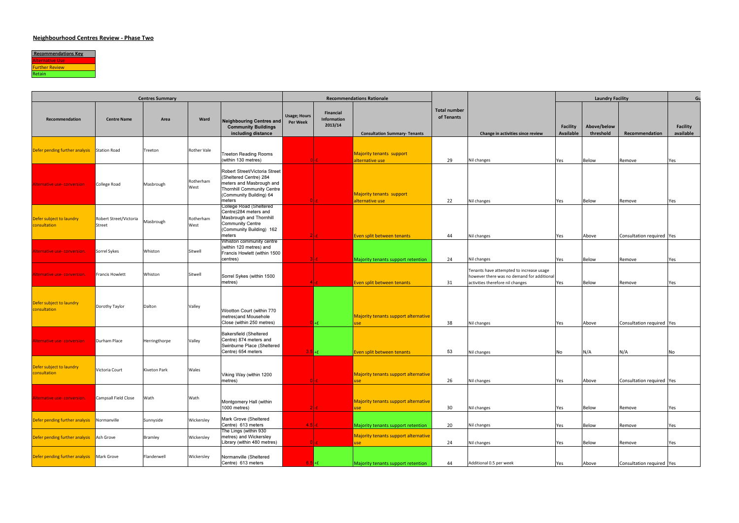## Neighbourhood Centres Review - Phase Two

| Recommendations Key |
|---|
| Alternative Use |
| Further Review |
| Retain |

| Centres Summary | | | | | Recommendations Rationale | | | | | Laundry Facility | | | Gu |
|---|---|---|---|---|---|---|---|---|---|---|---|---|---|
| Recommendation | Centre Name | Area | Ward | Neighbouring Centres and Community Buildings including distance | Usage; Hours Per Week | Financial Information 2013/14 | Consultation Summary- Tenants | Total number of Tenants | Change in activities since review | Facility Available | Above/below threshold | Recommendation | Facility available |
| Defer pending further analysis | Station Road | Treeton | Rother Vale | Treeton Reading Rooms (within 130 metres) | 0 | -£ | Majority tenants support alternative use | 29 | Nil changes | Yes | Below | Remove | Yes |
| Alternative use- conversion | College Road | Masbrough | Rotherham West | Robert Street/Victoria Street (Sheltered Centre) 284 meters and Masbrough and Thornhill Community Centre (Community Building) 64 meters | 0 | -£ | Majority tenants support alternative use | 22 | Nil changes | Yes | Below | Remove | Yes |
| Defer subject to laundry consultation | Robert Street/Victoria Street | Masbrough | Rotherham West | College Road (Sheltered Centre)284 meters and Masbrough and Thornhill Community Centre (Community Building) 162 meters | 2 | -£ | Even split between tenants | 44 | Nil changes | Yes | Above | Consultation required | Yes |
| Alternative use- conversion | Sorrel Sykes | Whiston | Sitwell | Whiston community centre (within 120 metres) and Francis Howlett (within 1500 centres) | 3 | -£ | Majority tenants support retention | 24 | Nil changes | Yes | Below | Remove | Yes |
| Alternative use- conversion | Francis Howlett | Whiston | Sitwell | Sorrel Sykes (within 1500 metres) | 4 | -£ | Even split between tenants | 31 | Tenants have attempted to increase usage however there was no demand for additional activities therefore nil changes | Yes | Below | Remove | Yes |
| Defer subject to laundry consultation | Dorothy Taylor | Dalton | Valley | Wootton Court (within 770 metres)and Mousehole Close (within 250 metres) | 0 | +£ | Majority tenants support alternative use | 38 | Nil changes | Yes | Above | Consultation required | Yes |
| Alternative use- conversion | Durham Place | Herringthorpe | Valley | Bakersfield (Sheltered Centre) 874 meters and Swinburne Place (Sheltered Centre) 654 meters | 3.5 | +£ | Even split between tenants | 53 | Nil changes | No | N/A | N/A | No |
| Defer subject to laundry consultation | Victoria Court | Kiveton Park | Wales | Viking Way (within 1200 metres) | 0 | -£ | Majority tenants support alternative use | 26 | Nil changes | Yes | Above | Consultation required | Yes |
| Alternative use- conversion | Campsall Field Close | Wath | Wath | Montgomery Hall (within 1000 metres) | 2 | -£ | Majority tenants support alternative use | 30 | Nil changes | Yes | Below | Remove | Yes |
| Defer pending further analysis | Normanville | Sunnyside | Wickersley | Mark Grove (Sheltered Centre) 613 meters | 4.5 | -£ | Majority tenants support retention | 20 | Nil changes | Yes | Below | Remove | Yes |
| Defer pending further analysis | Ash Grove | Bramley | Wickersley | The Lings (within 930 metres) and Wickersley Library (within 480 metres) | 0 | -£ | Majority tenants support alternative use | 24 | Nil changes | Yes | Below | Remove | Yes |
| Defer pending further analysis | Mark Grove | Flanderwell | Wickersley | Normanville (Sheltered Centre) 613 meters | 6.5 | +£ | Majority tenants support retention | 44 | Additional 0.5 per week | Yes | Above | Consultation required | Yes |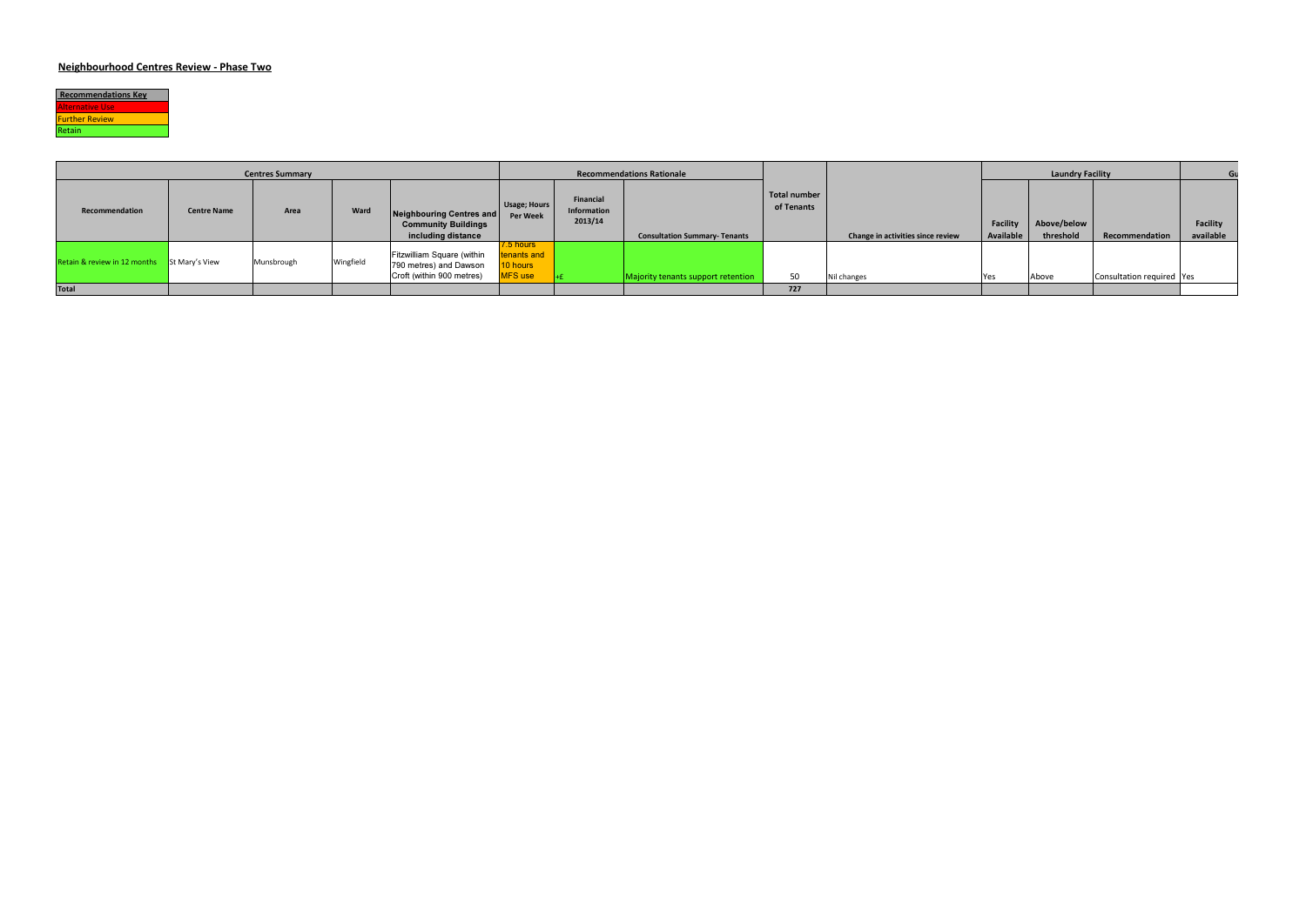## Neighbourhood Centres Review - Phase Two

| Recommendations Key |
|---|
| Alternative Use |
| Further Review |
| Retain |

| Centres Summary | | | | | Recommendations Rationale | | | | | Laundry Facility | | | Gu |
|---|---|---|---|---|---|---|---|---|---|---|---|---|---|
| Recommendation | Centre Name | Area | Ward | Neighbouring Centres and Community Buildings including distance | Usage; Hours Per Week | Financial Information 2013/14 | Consultation Summary- Tenants | Total number of Tenants | Change in activities since review | Facility Available | Above/below threshold | Recommendation | Facility available |
| Retain & review in 12 months | St Mary's View | Munsbrough | Wingfield | Fitzwilliam Square (within 790 metres) and Dawson Croft (within 900 metres) | 7.5 hours tenants and 10 hours MFS use | +£ | Majority tenants support retention | 50 | Nil changes | Yes | Above | Consultation required | Yes |
| Total | | | | | | | | 727 | | | | | |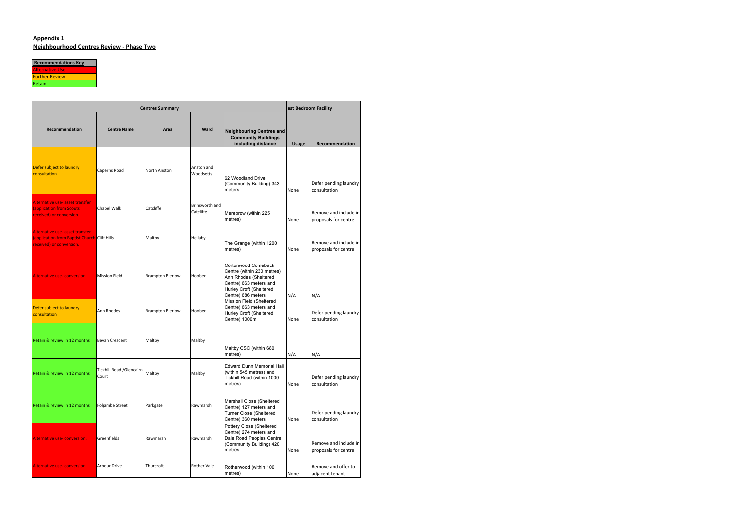**Appendix 1**

**Neighbourhood Centres Review - Phase Two**

| Recommendations Key |
|---|
| Alternative Use |
| Further Review |
| Retain |

| Centres Summary | | | | | Guest Bedroom Facility | |
|---|---|---|---|---|---|---|
| Recommendation | Centre Name | Area | Ward | Neighbouring Centres and Community Buildings including distance | Usage | Recommendation |
| Defer subject to laundry consultation | Caperns Road | North Anston | Anston and Woodsetts | 62 Woodland Drive (Community Building) 343 meters | None | Defer pending laundry consultation |
| Alternative use- asset transfer (application from Scouts received) or conversion. | Chapel Walk | Catcliffe | Brinsworth and Catcliffe | Merebrow (within 225 metres) | None | Remove and include in proposals for centre |
| Alternative use- asset transfer (application from Baptist Church received) or conversion. | Cliff Hills | Maltby | Hellaby | The Grange (within 1200 metres) | None | Remove and include in proposals for centre |
| Alternative use- conversion. | Mission Field | Brampton Bierlow | Hoober | Cortonwood Comeback Centre (within 230 metres) Ann Rhodes (Sheltered Centre) 663 meters and Hurley Croft (Sheltered Centre) 686 meters | N/A | N/A |
| Defer subject to laundry consultation | Ann Rhodes | Brampton Bierlow | Hoober | Mission Field (Sheltered Centre) 663 meters and Hurley Croft (Sheltered Centre) 1000m | None | Defer pending laundry consultation |
| Retain & review in 12 months | Bevan Crescent | Maltby | Maltby | Maltby CSC (within 680 metres) | N/A | N/A |
| Retain & review in 12 months | Tickhill Road /Glencairn Court | Maltby | Maltby | Edward Dunn Memorial Hall (within 545 metres) and Tickhill Road (within 1000 metres) | None | Defer pending laundry consultation |
| Retain & review in 12 months | Foljambe Street | Parkgate | Rawmarsh | Marshall Close (Sheltered Centre) 127 meters and Turner Close (Sheltered Centre) 360 meters | None | Defer pending laundry consultation |
| Alternative use- conversion. | Greenfields | Rawmarsh | Rawmarsh | Pottery Close (Sheltered Centre) 274 meters and Dale Road Peoples Centre (Community Building) 420 metres | None | Remove and include in proposals for centre |
| Alternative use- conversion. | Arbour Drive | Thurcroft | Rother Vale | Rotherwood (within 100 metres) | None | Remove and offer to adjacent tenant |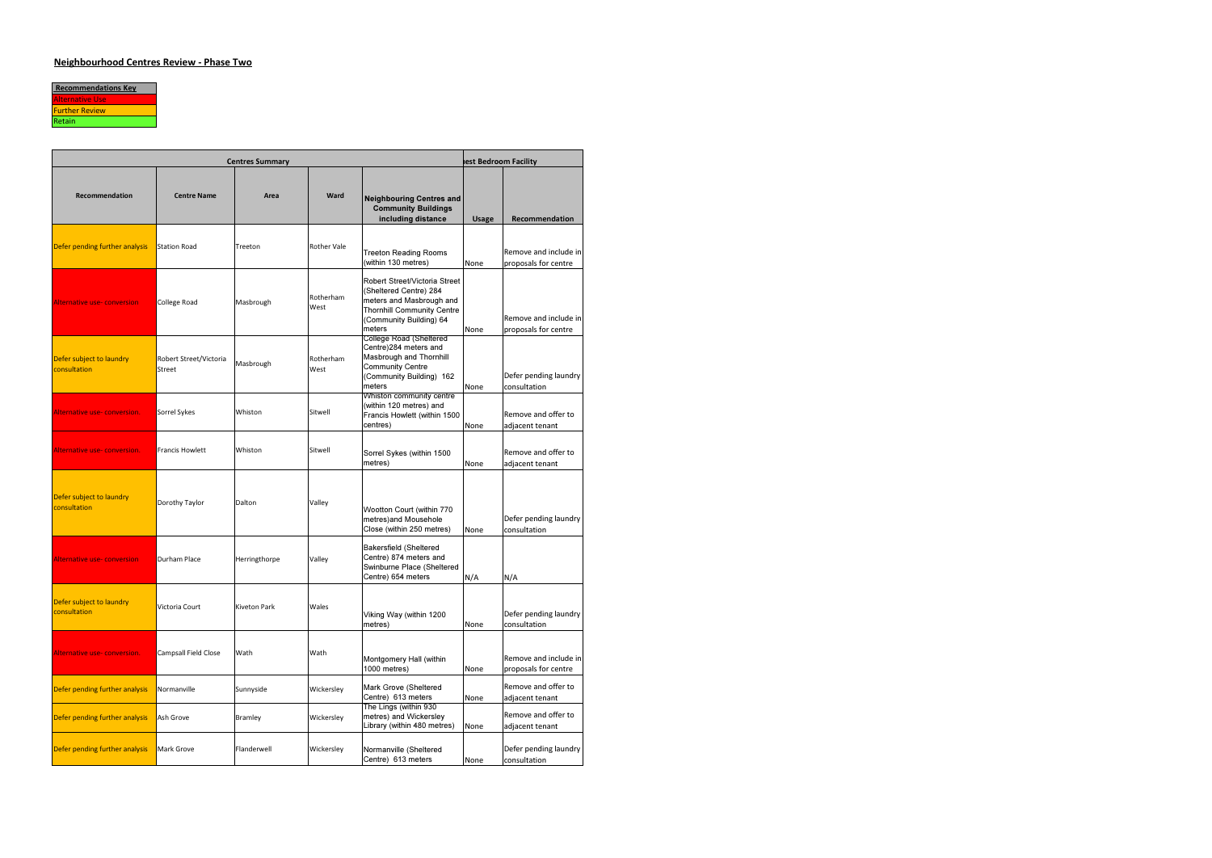## Neighbourhood Centres Review - Phase Two

| Recommendations Key |
|---|
| Alternative Use |
| Further Review |
| Retain |

| Centres Summary | | | | | uest Bedroom Facility | |
|---|---|---|---|---|---|---|
| **Recommendation** | **Centre Name** | **Area** | **Ward** | **Neighbouring Centres and Community Buildings including distance** | **Usage** | **Recommendation** |
| Defer pending further analysis | Station Road | Treeton | Rother Vale | Treeton Reading Rooms (within 130 metres) | None | Remove and include in proposals for centre |
| Alternative use- conversion | College Road | Masbrough | Rotherham West | Robert Street/Victoria Street (Sheltered Centre) 284 meters and Masbrough and Thornhill Community Centre (Community Building) 64 meters | None | Remove and include in proposals for centre |
| Defer subject to laundry consultation | Robert Street/Victoria Street | Masbrough | Rotherham West | College Road (Sheltered Centre)284 meters and Masbrough and Thornhill Community Centre (Community Building) 162 meters | None | Defer pending laundry consultation |
| Alternative use- conversion. | Sorrel Sykes | Whiston | Sitwell | Whiston community centre (within 120 metres) and Francis Howlett (within 1500 centres) | None | Remove and offer to adjacent tenant |
| Alternative use- conversion. | Francis Howlett | Whiston | Sitwell | Sorrel Sykes (within 1500 metres) | None | Remove and offer to adjacent tenant |
| Defer subject to laundry consultation | Dorothy Taylor | Dalton | Valley | Wootton Court (within 770 metres)and Mousehole Close (within 250 metres) | None | Defer pending laundry consultation |
| Alternative use- conversion | Durham Place | Herringthorpe | Valley | Bakersfield (Sheltered Centre) 874 meters and Swinburne Place (Sheltered Centre) 654 meters | N/A | N/A |
| Defer subject to laundry consultation | Victoria Court | Kiveton Park | Wales | Viking Way (within 1200 metres) | None | Defer pending laundry consultation |
| Alternative use- conversion. | Campsall Field Close | Wath | Wath | Montgomery Hall (within 1000 metres) | None | Remove and include in proposals for centre |
| Defer pending further analysis | Normanville | Sunnyside | Wickersley | Mark Grove (Sheltered Centre) 613 meters | None | Remove and offer to adjacent tenant |
| Defer pending further analysis | Ash Grove | Bramley | Wickersley | The Lings (within 930 metres) and Wickersley Library (within 480 metres) | None | Remove and offer to adjacent tenant |
| Defer pending further analysis | Mark Grove | Flanderwell | Wickersley | Normanville (Sheltered Centre) 613 meters | None | Defer pending laundry consultation |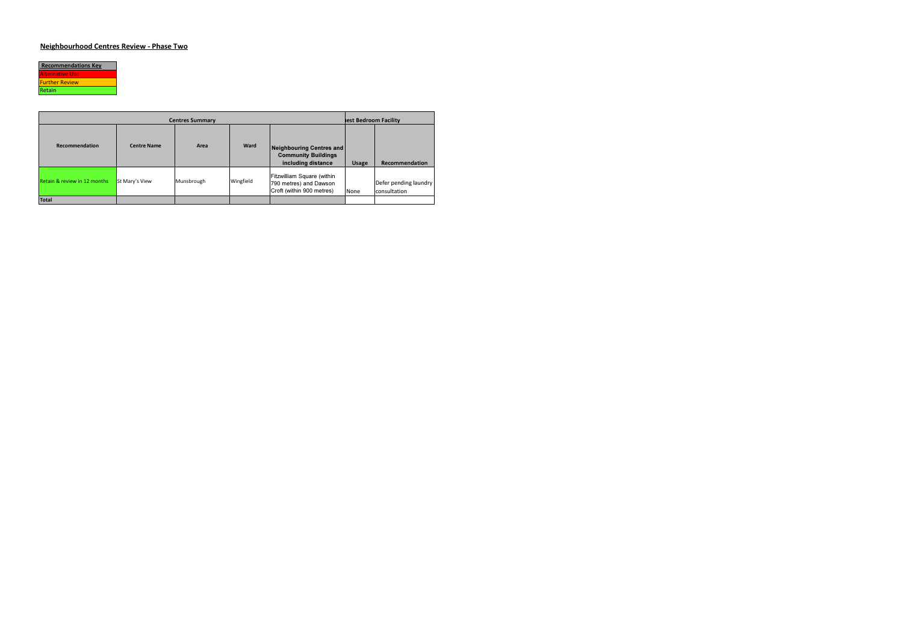## Neighbourhood Centres Review - Phase Two

| Recommendations Key |
|---|
| Alternative Use |
| Further Review |
| Retain |

| Centres Summary | | | | | est Bedroom Facility | |
|---|---|---|---|---|---|---|
| Recommendation | Centre Name | Area | Ward | Neighbouring Centres and Community Buildings including distance | Usage | Recommendation |
| Retain & review in 12 months | St Mary's View | Munsbrough | Wingfield | Fitzwilliam Square (within 790 metres) and Dawson Croft (within 900 metres) | None | Defer pending laundry consultation |
| Total | | | | | | |